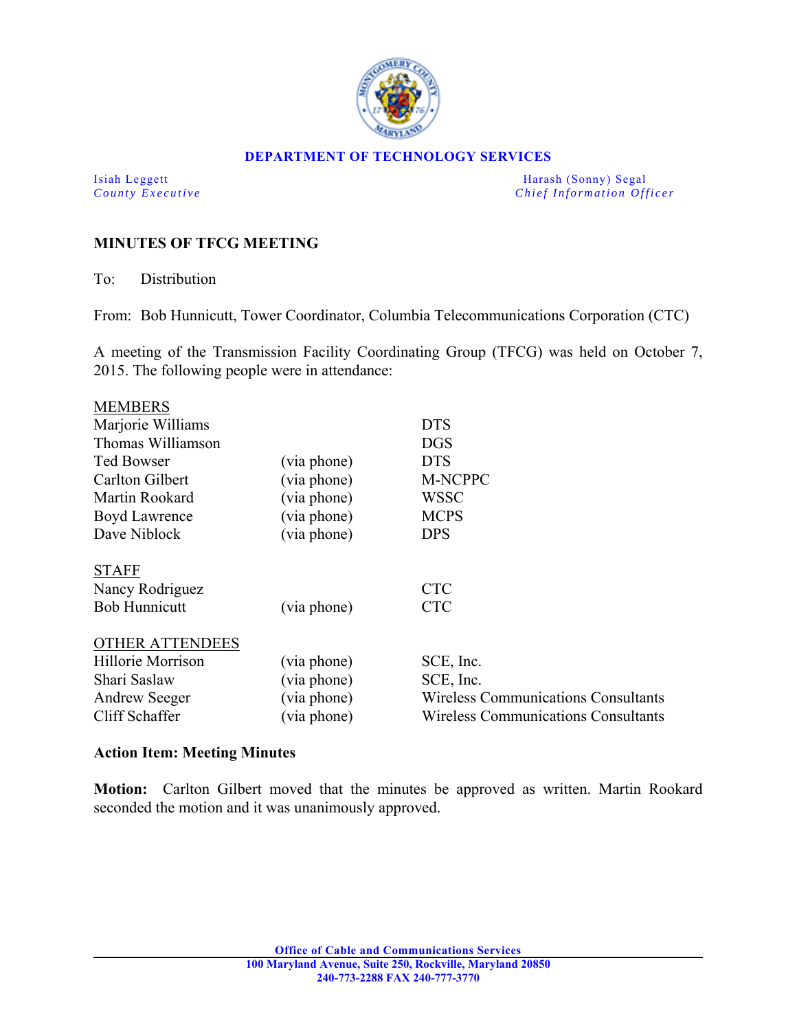**DEPARTMENT OF TECHNOLOGY SERVICES**

| | |
|---|---|
| Isiah Leggett<br>*County Executive* | Harash (Sonny) Segal<br>*Chief Information Officer* |

## MINUTES OF TFCG MEETING

To: Distribution

From: Bob Hunnicutt, Tower Coordinator, Columbia Telecommunications Corporation (CTC)

A meeting of the Transmission Facility Coordinating Group (TFCG) was held on October 7, 2015. The following people were in attendance:

MEMBERS

| | | |
|---|---|---|
| Marjorie Williams | | DTS |
| Thomas Williamson | | DGS |
| Ted Bowser | (via phone) | DTS |
| Carlton Gilbert | (via phone) | M-NCPPC |
| Martin Rookard | (via phone) | WSSC |
| Boyd Lawrence | (via phone) | MCPS |
| Dave Niblock | (via phone) | DPS |

STAFF

| | | |
|---|---|---|
| Nancy Rodriguez | | CTC |
| Bob Hunnicutt | (via phone) | CTC |

OTHER ATTENDEES

| | | |
|---|---|---|
| Hillorie Morrison | (via phone) | SCE, Inc. |
| Shari Saslaw | (via phone) | SCE, Inc. |
| Andrew Seeger | (via phone) | Wireless Communications Consultants |
| Cliff Schaffer | (via phone) | Wireless Communications Consultants |

**Action Item: Meeting Minutes**

**Motion:** Carlton Gilbert moved that the minutes be approved as written. Martin Rookard seconded the motion and it was unanimously approved.

**Office of Cable and Communications Services**
**100 Maryland Avenue, Suite 250, Rockville, Maryland 20850**
**240-773-2288 FAX 240-777-3770**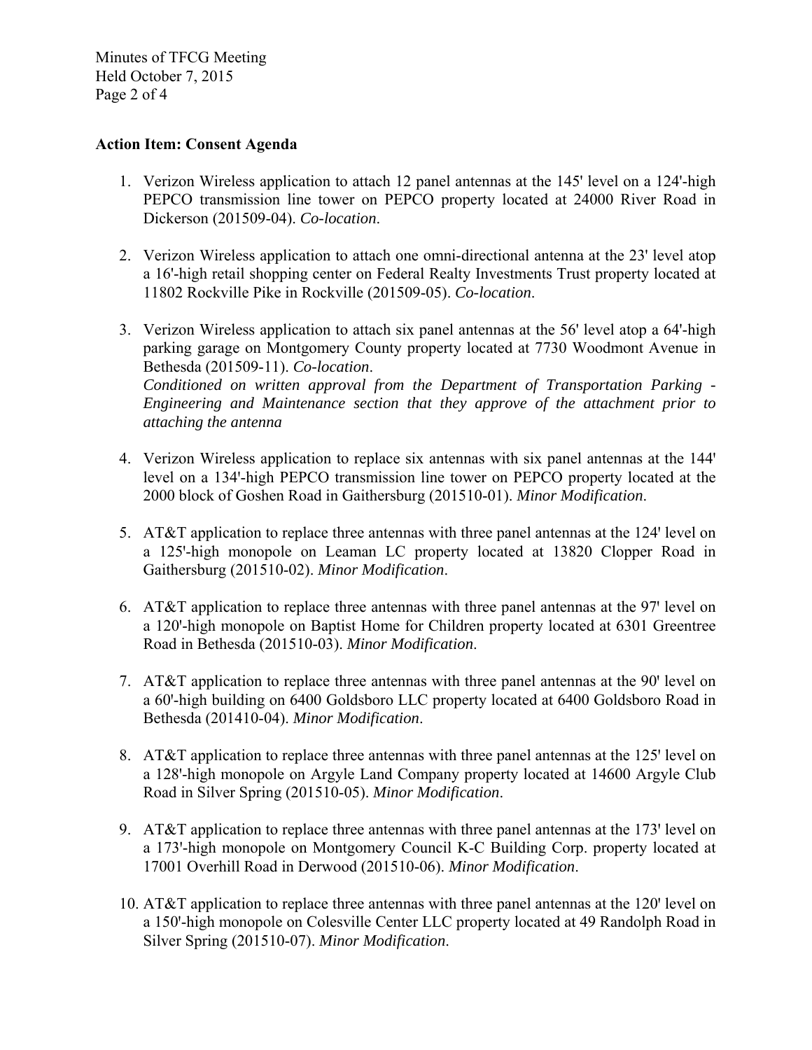**Action Item: Consent Agenda**

1. Verizon Wireless application to attach 12 panel antennas at the 145' level on a 124'-high PEPCO transmission line tower on PEPCO property located at 24000 River Road in Dickerson (201509-04). *Co-location*.

2. Verizon Wireless application to attach one omni-directional antenna at the 23' level atop a 16'-high retail shopping center on Federal Realty Investments Trust property located at 11802 Rockville Pike in Rockville (201509-05). *Co-location*.

3. Verizon Wireless application to attach six panel antennas at the 56' level atop a 64'-high parking garage on Montgomery County property located at 7730 Woodmont Avenue in Bethesda (201509-11). *Co-location*.
   *Conditioned on written approval from the Department of Transportation Parking - Engineering and Maintenance section that they approve of the attachment prior to attaching the antenna*

4. Verizon Wireless application to replace six antennas with six panel antennas at the 144' level on a 134'-high PEPCO transmission line tower on PEPCO property located at the 2000 block of Goshen Road in Gaithersburg (201510-01). *Minor Modification*.

5. AT&T application to replace three antennas with three panel antennas at the 124' level on a 125'-high monopole on Leaman LC property located at 13820 Clopper Road in Gaithersburg (201510-02). *Minor Modification*.

6. AT&T application to replace three antennas with three panel antennas at the 97' level on a 120'-high monopole on Baptist Home for Children property located at 6301 Greentree Road in Bethesda (201510-03). *Minor Modification*.

7. AT&T application to replace three antennas with three panel antennas at the 90' level on a 60'-high building on 6400 Goldsboro LLC property located at 6400 Goldsboro Road in Bethesda (201410-04). *Minor Modification*.

8. AT&T application to replace three antennas with three panel antennas at the 125' level on a 128'-high monopole on Argyle Land Company property located at 14600 Argyle Club Road in Silver Spring (201510-05). *Minor Modification*.

9. AT&T application to replace three antennas with three panel antennas at the 173' level on a 173'-high monopole on Montgomery Council K-C Building Corp. property located at 17001 Overhill Road in Derwood (201510-06). *Minor Modification*.

10. AT&T application to replace three antennas with three panel antennas at the 120' level on a 150'-high monopole on Colesville Center LLC property located at 49 Randolph Road in Silver Spring (201510-07). *Minor Modification*.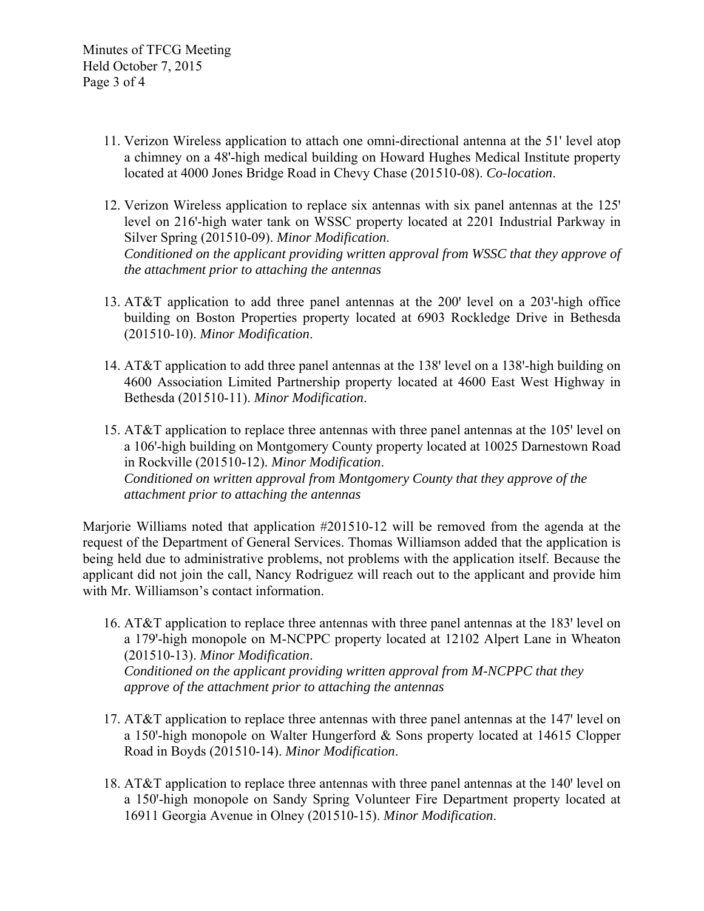11. Verizon Wireless application to attach one omni-directional antenna at the 51' level atop a chimney on a 48'-high medical building on Howard Hughes Medical Institute property located at 4000 Jones Bridge Road in Chevy Chase (201510-08). *Co-location*.

12. Verizon Wireless application to replace six antennas with six panel antennas at the 125' level on 216'-high water tank on WSSC property located at 2201 Industrial Parkway in Silver Spring (201510-09). *Minor Modification*.
    *Conditioned on the applicant providing written approval from WSSC that they approve of the attachment prior to attaching the antennas*

13. AT&T application to add three panel antennas at the 200' level on a 203'-high office building on Boston Properties property located at 6903 Rockledge Drive in Bethesda (201510-10). *Minor Modification*.

14. AT&T application to add three panel antennas at the 138' level on a 138'-high building on 4600 Association Limited Partnership property located at 4600 East West Highway in Bethesda (201510-11). *Minor Modification*.

15. AT&T application to replace three antennas with three panel antennas at the 105' level on a 106'-high building on Montgomery County property located at 10025 Darnestown Road in Rockville (201510-12). *Minor Modification*.
    *Conditioned on written approval from Montgomery County that they approve of the attachment prior to attaching the antennas*

Marjorie Williams noted that application #201510-12 will be removed from the agenda at the request of the Department of General Services. Thomas Williamson added that the application is being held due to administrative problems, not problems with the application itself. Because the applicant did not join the call, Nancy Rodriguez will reach out to the applicant and provide him with Mr. Williamson's contact information.

16. AT&T application to replace three antennas with three panel antennas at the 183' level on a 179'-high monopole on M-NCPPC property located at 12102 Alpert Lane in Wheaton (201510-13). *Minor Modification*.
    *Conditioned on the applicant providing written approval from M-NCPPC that they approve of the attachment prior to attaching the antennas*

17. AT&T application to replace three antennas with three panel antennas at the 147' level on a 150'-high monopole on Walter Hungerford & Sons property located at 14615 Clopper Road in Boyds (201510-14). *Minor Modification*.

18. AT&T application to replace three antennas with three panel antennas at the 140' level on a 150'-high monopole on Sandy Spring Volunteer Fire Department property located at 16911 Georgia Avenue in Olney (201510-15). *Minor Modification*.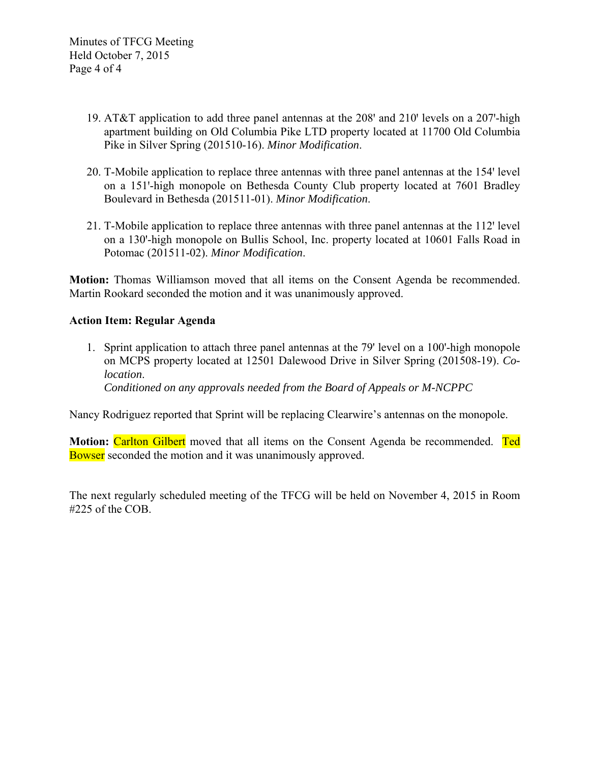19. AT&T application to add three panel antennas at the 208' and 210' levels on a 207'-high apartment building on Old Columbia Pike LTD property located at 11700 Old Columbia Pike in Silver Spring (201510-16). *Minor Modification*.

20. T-Mobile application to replace three antennas with three panel antennas at the 154' level on a 151'-high monopole on Bethesda County Club property located at 7601 Bradley Boulevard in Bethesda (201511-01). *Minor Modification*.

21. T-Mobile application to replace three antennas with three panel antennas at the 112' level on a 130'-high monopole on Bullis School, Inc. property located at 10601 Falls Road in Potomac (201511-02). *Minor Modification*.

**Motion:** Thomas Williamson moved that all items on the Consent Agenda be recommended. Martin Rookard seconded the motion and it was unanimously approved.

**Action Item: Regular Agenda**

1. Sprint application to attach three panel antennas at the 79' level on a 100'-high monopole on MCPS property located at 12501 Dalewood Drive in Silver Spring (201508-19). *Co-location*.
   *Conditioned on any approvals needed from the Board of Appeals or M-NCPPC*

Nancy Rodriguez reported that Sprint will be replacing Clearwire's antennas on the monopole.

**Motion:** Carlton Gilbert moved that all items on the Consent Agenda be recommended. Ted Bowser seconded the motion and it was unanimously approved.

The next regularly scheduled meeting of the TFCG will be held on November 4, 2015 in Room #225 of the COB.